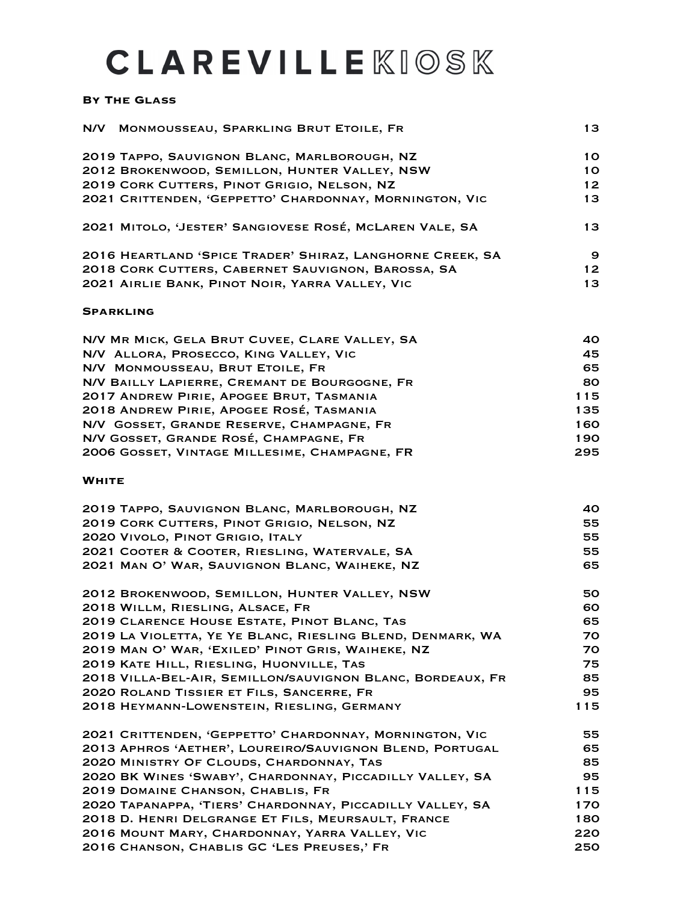# CLAREVILLE KIOSK

## By The Glass

| | |
|---|---|
| N/V Monmousseau, Sparkling Brut Etoile, Fr | 13 |
| 2019 Tappo, Sauvignon Blanc, Marlborough, NZ | 10 |
| 2012 Brokenwood, Semillon, Hunter Valley, NSW | 10 |
| 2019 Cork Cutters, Pinot Grigio, Nelson, NZ | 12 |
| 2021 Crittenden, 'Geppetto' Chardonnay, Mornington, Vic | 13 |
| 2021 Mitolo, 'Jester' Sangiovese Rosé, McLaren Vale, SA | 13 |
| 2016 Heartland 'Spice Trader' Shiraz, Langhorne Creek, SA | 9 |
| 2018 Cork Cutters, Cabernet Sauvignon, Barossa, SA | 12 |
| 2021 Airlie Bank, Pinot Noir, Yarra Valley, Vic | 13 |

## Sparkling

| | |
|---|---|
| N/V Mr Mick, Gela Brut Cuvee, Clare Valley, SA | 40 |
| N/V Allora, Prosecco, King Valley, Vic | 45 |
| N/V Monmousseau, Brut Etoile, Fr | 65 |
| N/V Bailly Lapierre, Cremant de Bourgogne, Fr | 80 |
| 2017 Andrew Pirie, Apogee Brut, Tasmania | 115 |
| 2018 Andrew Pirie, Apogee Rosé, Tasmania | 135 |
| N/V Gosset, Grande Reserve, Champagne, Fr | 160 |
| N/V Gosset, Grande Rosé, Champagne, Fr | 190 |
| 2006 Gosset, Vintage Millesime, Champagne, FR | 295 |

## White

| | |
|---|---|
| 2019 Tappo, Sauvignon Blanc, Marlborough, NZ | 40 |
| 2019 Cork Cutters, Pinot Grigio, Nelson, NZ | 55 |
| 2020 Vivolo, Pinot Grigio, Italy | 55 |
| 2021 Cooter & Cooter, Riesling, Watervale, SA | 55 |
| 2021 Man O' War, Sauvignon Blanc, Waiheke, NZ | 65 |
| 2012 Brokenwood, Semillon, Hunter Valley, NSW | 50 |
| 2018 Willm, Riesling, Alsace, Fr | 60 |
| 2019 Clarence House Estate, Pinot Blanc, Tas | 65 |
| 2019 La Violetta, Ye Ye Blanc, Riesling Blend, Denmark, WA | 70 |
| 2019 Man O' War, 'Exiled' Pinot Gris, Waiheke, NZ | 70 |
| 2019 Kate Hill, Riesling, Huonville, Tas | 75 |
| 2018 Villa-Bel-Air, Semillon/sauvignon Blanc, Bordeaux, Fr | 85 |
| 2020 Roland Tissier et Fils, Sancerre, Fr | 95 |
| 2018 Heymann-Lowenstein, Riesling, Germany | 115 |
| 2021 Crittenden, 'Geppetto' Chardonnay, Mornington, Vic | 55 |
| 2013 Aphros 'Aether', Loureiro/Sauvignon Blend, Portugal | 65 |
| 2020 Ministry Of Clouds, Chardonnay, Tas | 85 |
| 2020 BK Wines 'Swaby', Chardonnay, Piccadilly Valley, SA | 95 |
| 2019 Domaine Chanson, Chablis, Fr | 115 |
| 2020 Tapanappa, 'Tiers' Chardonnay, Piccadilly Valley, SA | 170 |
| 2018 D. Henri Delgrange Et Fils, Meursault, France | 180 |
| 2016 Mount Mary, Chardonnay, Yarra Valley, Vic | 220 |
| 2016 Chanson, Chablis GC 'Les Preuses,' Fr | 250 |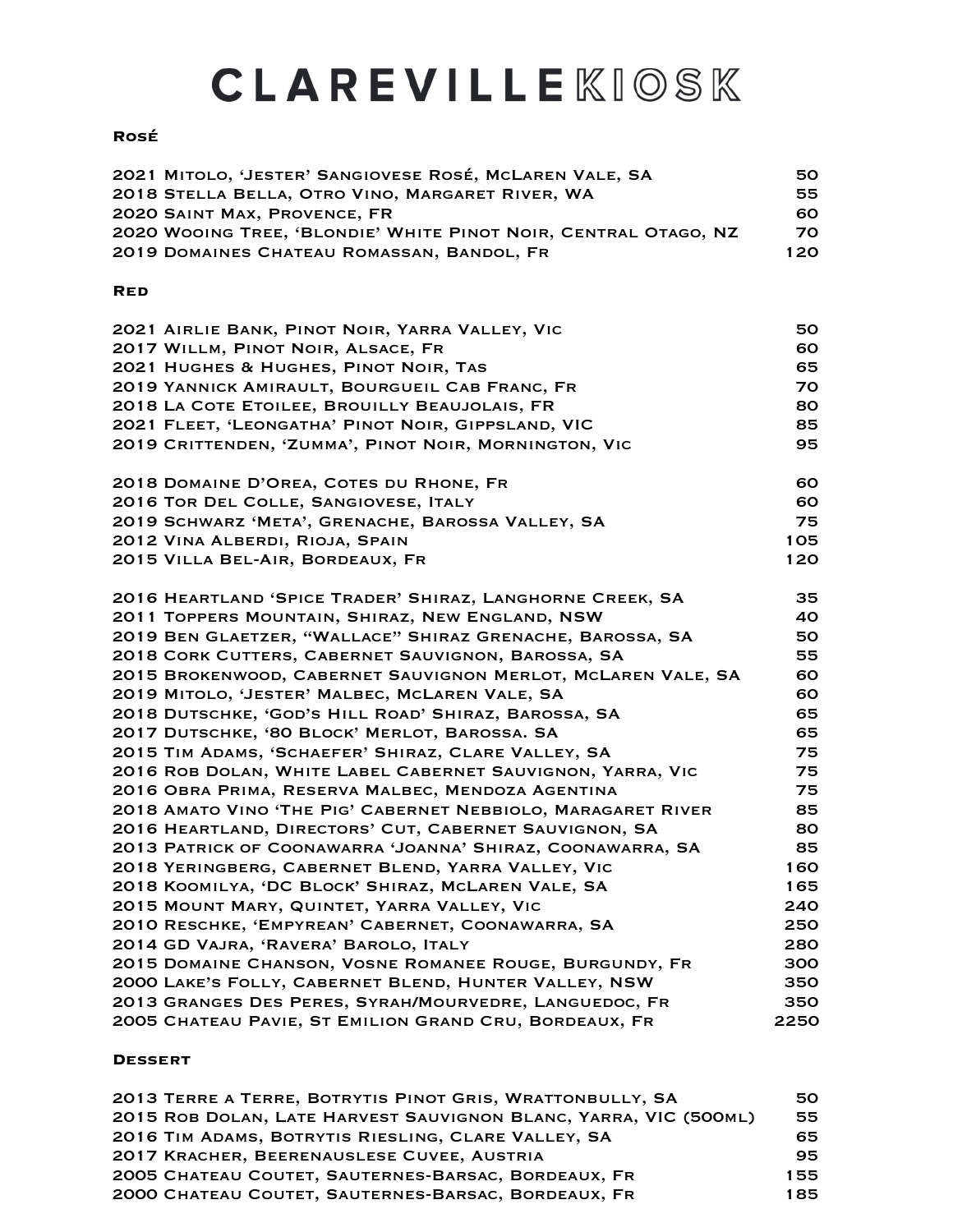# CLAREVILLE KIOSK

## Rosé

| | |
|---|---|
| 2021 Mitolo, 'Jester' Sangiovese Rosé, McLaren Vale, SA | 50 |
| 2018 Stella Bella, Otro Vino, Margaret River, WA | 55 |
| 2020 Saint Max, Provence, FR | 60 |
| 2020 Wooing Tree, 'Blondie' White Pinot Noir, Central Otago, NZ | 70 |
| 2019 Domaines Chateau Romassan, Bandol, Fr | 120 |

## Red

| | |
|---|---|
| 2021 Airlie Bank, Pinot Noir, Yarra Valley, Vic | 50 |
| 2017 Willm, Pinot Noir, Alsace, Fr | 60 |
| 2021 Hughes & Hughes, Pinot Noir, Tas | 65 |
| 2019 Yannick Amirault, Bourgueil Cab Franc, Fr | 70 |
| 2018 La Cote Etoilee, Brouilly Beaujolais, FR | 80 |
| 2021 Fleet, 'Leongatha' Pinot Noir, Gippsland, VIC | 85 |
| 2019 Crittenden, 'Zumma', Pinot Noir, Mornington, Vic | 95 |

| | |
|---|---|
| 2018 Domaine D'Orea, Cotes du Rhone, Fr | 60 |
| 2016 Tor Del Colle, Sangiovese, Italy | 60 |
| 2019 Schwarz 'Meta', Grenache, Barossa Valley, SA | 75 |
| 2012 Vina Alberdi, Rioja, Spain | 105 |
| 2015 Villa Bel-Air, Bordeaux, Fr | 120 |

| | |
|---|---|
| 2016 Heartland 'Spice Trader' Shiraz, Langhorne Creek, SA | 35 |
| 2011 Toppers Mountain, Shiraz, New England, NSW | 40 |
| 2019 Ben Glaetzer, "Wallace" Shiraz Grenache, Barossa, SA | 50 |
| 2018 Cork Cutters, Cabernet Sauvignon, Barossa, SA | 55 |
| 2015 Brokenwood, Cabernet Sauvignon Merlot, McLaren Vale, SA | 60 |
| 2019 Mitolo, 'Jester' Malbec, McLaren Vale, SA | 60 |
| 2018 Dutschke, 'God's Hill Road' Shiraz, Barossa, SA | 65 |
| 2017 Dutschke, '80 Block' Merlot, Barossa. SA | 65 |
| 2015 Tim Adams, 'Schaefer' Shiraz, Clare Valley, SA | 75 |
| 2016 Rob Dolan, White Label Cabernet Sauvignon, Yarra, Vic | 75 |
| 2016 Obra Prima, Reserva Malbec, Mendoza Agentina | 75 |
| 2018 Amato Vino 'The Pig' Cabernet Nebbiolo, Maragaret River | 85 |
| 2016 Heartland, Directors' Cut, Cabernet Sauvignon, SA | 80 |
| 2013 Patrick of Coonawarra 'Joanna' Shiraz, Coonawarra, SA | 85 |
| 2018 Yeringberg, Cabernet Blend, Yarra Valley, Vic | 160 |
| 2018 Koomilya, 'DC Block' Shiraz, McLaren Vale, SA | 165 |
| 2015 Mount Mary, Quintet, Yarra Valley, Vic | 240 |
| 2010 Reschke, 'Empyrean' Cabernet, Coonawarra, SA | 250 |
| 2014 GD Vajra, 'Ravera' Barolo, Italy | 280 |
| 2015 Domaine Chanson, Vosne Romanee Rouge, Burgundy, Fr | 300 |
| 2000 Lake's Folly, Cabernet Blend, Hunter Valley, NSW | 350 |
| 2013 Granges Des Peres, Syrah/Mourvedre, Languedoc, Fr | 350 |
| 2005 Chateau Pavie, St Emilion Grand Cru, Bordeaux, Fr | 2250 |

## Dessert

| | |
|---|---|
| 2013 Terre a Terre, Botrytis Pinot Gris, Wrattonbully, SA | 50 |
| 2015 Rob Dolan, Late Harvest Sauvignon Blanc, Yarra, VIC (500ml) | 55 |
| 2016 Tim Adams, Botrytis Riesling, Clare Valley, SA | 65 |
| 2017 Kracher, Beerenauslese Cuvee, Austria | 95 |
| 2005 Chateau Coutet, Sauternes-Barsac, Bordeaux, Fr | 155 |
| 2000 Chateau Coutet, Sauternes-Barsac, Bordeaux, Fr | 185 |